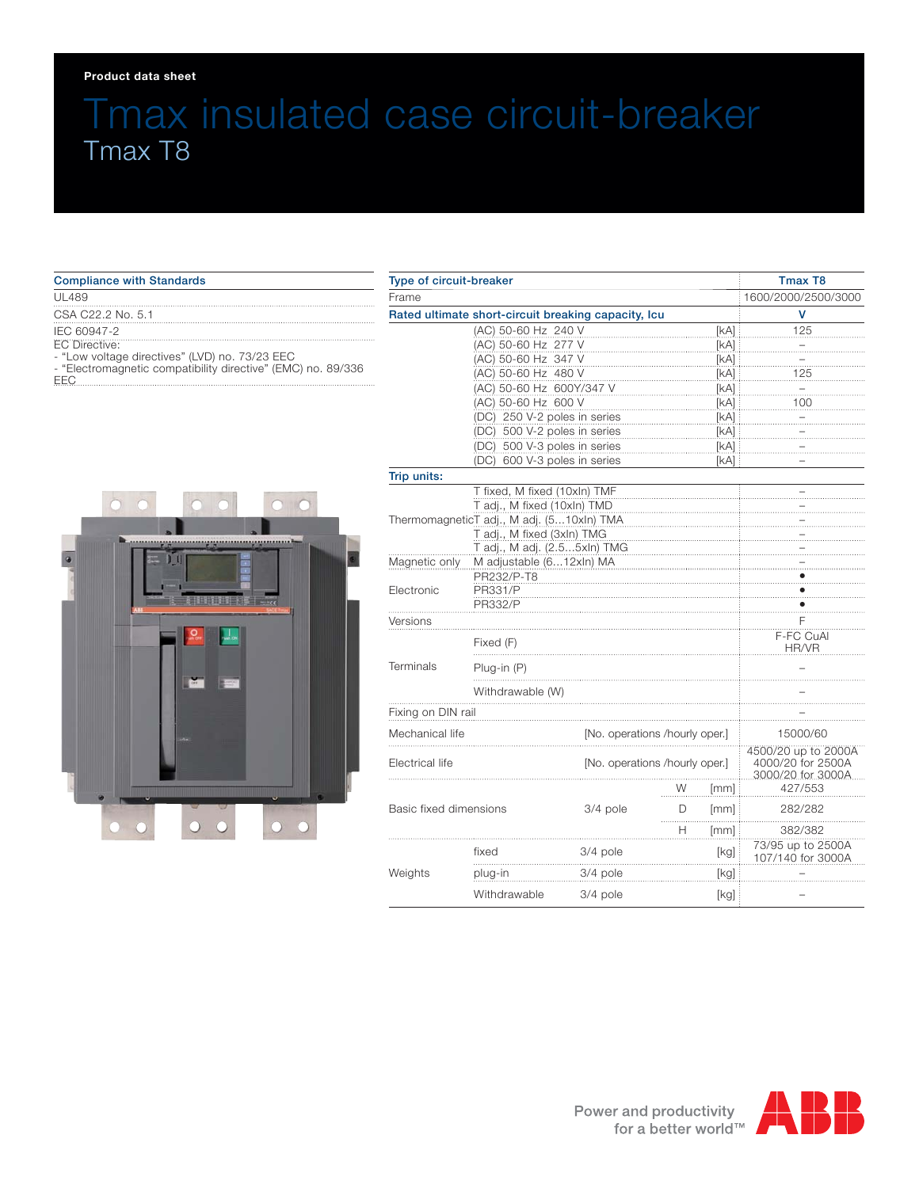Product data sheet

# Tmax insulated case circuit-breaker

## Tmax T8

| Compliance with Standards |
|---|
| UL489 |
| CSA C22.2 No. 5.1 |
| IEC 60947-2 |
| EC Directive: - "Low voltage directives" (LVD) no. 73/23 EEC - "Electromagnetic compatibility directive" (EMC) no. 89/336 EEC |

| Type of circuit-breaker | | | | | Tmax T8 |
|---|---|---|---|---|---|
| Frame | | | | | 1600/2000/2500/3000 |
| **Rated ultimate short-circuit breaking capacity, Icu** | | | | | **V** |
| | (AC) 50-60 Hz 240 V | | | [kA] | 125 |
| | (AC) 50-60 Hz 277 V | | | [kA] | – |
| | (AC) 50-60 Hz 347 V | | | [kA] | – |
| | (AC) 50-60 Hz 480 V | | | [kA] | 125 |
| | (AC) 50-60 Hz 600Y/347 V | | | [kA] | – |
| | (AC) 50-60 Hz 600 V | | | [kA] | 100 |
| | (DC) 250 V-2 poles in series | | | [kA] | – |
| | (DC) 500 V-2 poles in series | | | [kA] | – |
| | (DC) 500 V-3 poles in series | | | [kA] | – |
| | (DC) 600 V-3 poles in series | | | [kA] | – |
| **Trip units:** | | | | | |
| Thermomagnetic | T fixed, M fixed (10xIn) TMF | | | | – |
| | T adj., M fixed (10xIn) TMD | | | | – |
| | T adj., M adj. (5...10xIn) TMA | | | | – |
| | T adj., M fixed (3xIn) TMG | | | | – |
| | T adj., M adj. (2.5...5xIn) TMG | | | | – |
| Magnetic only | M adjustable (6...12xIn) MA | | | | – |
| Electronic | PR232/P-T8 | | | | • |
| | PR331/P | | | | • |
| | PR332/P | | | | • |
| Versions | | | | | F |
| Terminals | Fixed (F) | | | | F-FC CuAl HR/VR |
| | Plug-in (P) | | | | – |
| | Withdrawable (W) | | | | – |
| Fixing on DIN rail | | | | | – |
| Mechanical life | | [No. operations /hourly oper.] | | | 15000/60 |
| Electrical life | | [No. operations /hourly oper.] | | | 4500/20 up to 2000A 4000/20 for 2500A 3000/20 for 3000A |
| Basic fixed dimensions | | 3/4 pole | W | [mm] | 427/553 |
| | | | D | [mm] | 282/282 |
| | | | H | [mm] | 382/382 |
| Weights | fixed | 3/4 pole | | [kg] | 73/95 up to 2500A 107/140 for 3000A |
| | plug-in | 3/4 pole | | [kg] | – |
| | Withdrawable | 3/4 pole | | [kg] | – |

Power and productivity for a better world™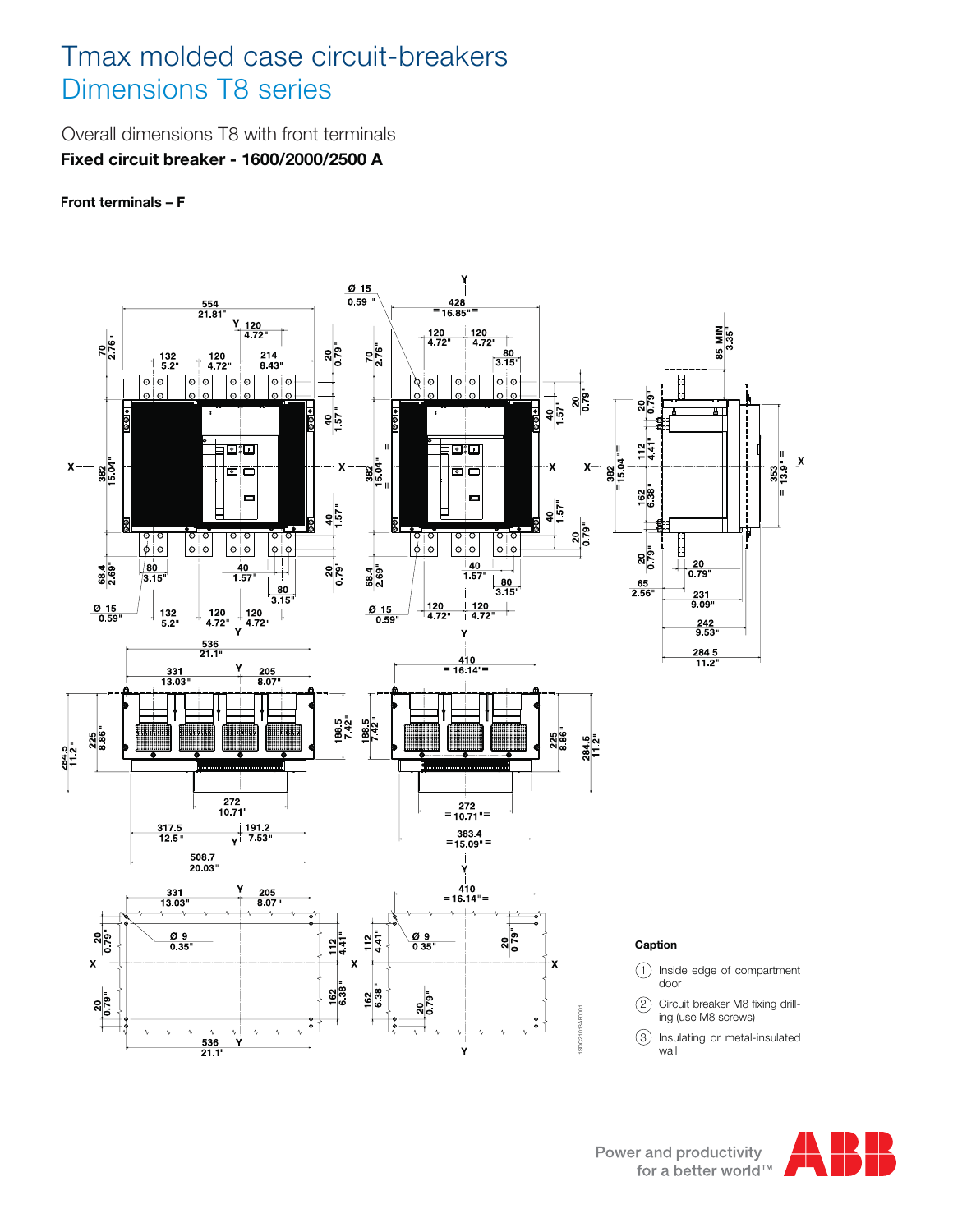# Tmax molded case circuit-breakers
# Dimensions T8 series

Overall dimensions T8 with front terminals

**Fixed circuit breaker - 1600/2000/2500 A**

**Front terminals – F**

**Caption**

1. Inside edge of compartment door
2. Circuit breaker M8 fixing drilling (use M8 screws)
3. Insulating or metal-insulated wall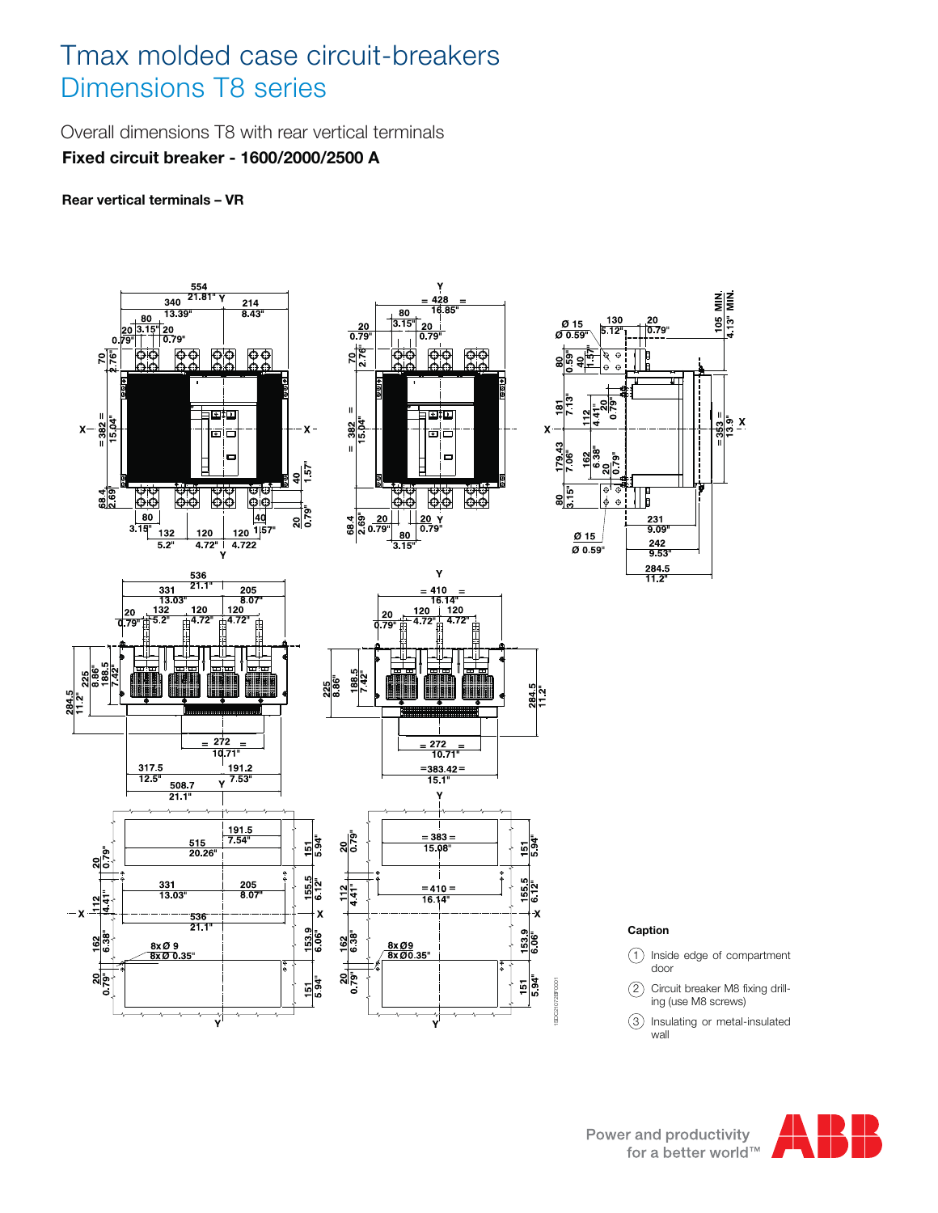# Tmax molded case circuit-breakers

## Dimensions T8 series

Overall dimensions T8 with rear vertical terminals

**Fixed circuit breaker - 1600/2000/2500 A**

**Rear vertical terminals – VR**

**Caption**

1. Inside edge of compartment door
2. Circuit breaker M8 fixing drilling (use M8 screws)
3. Insulating or metal-insulated wall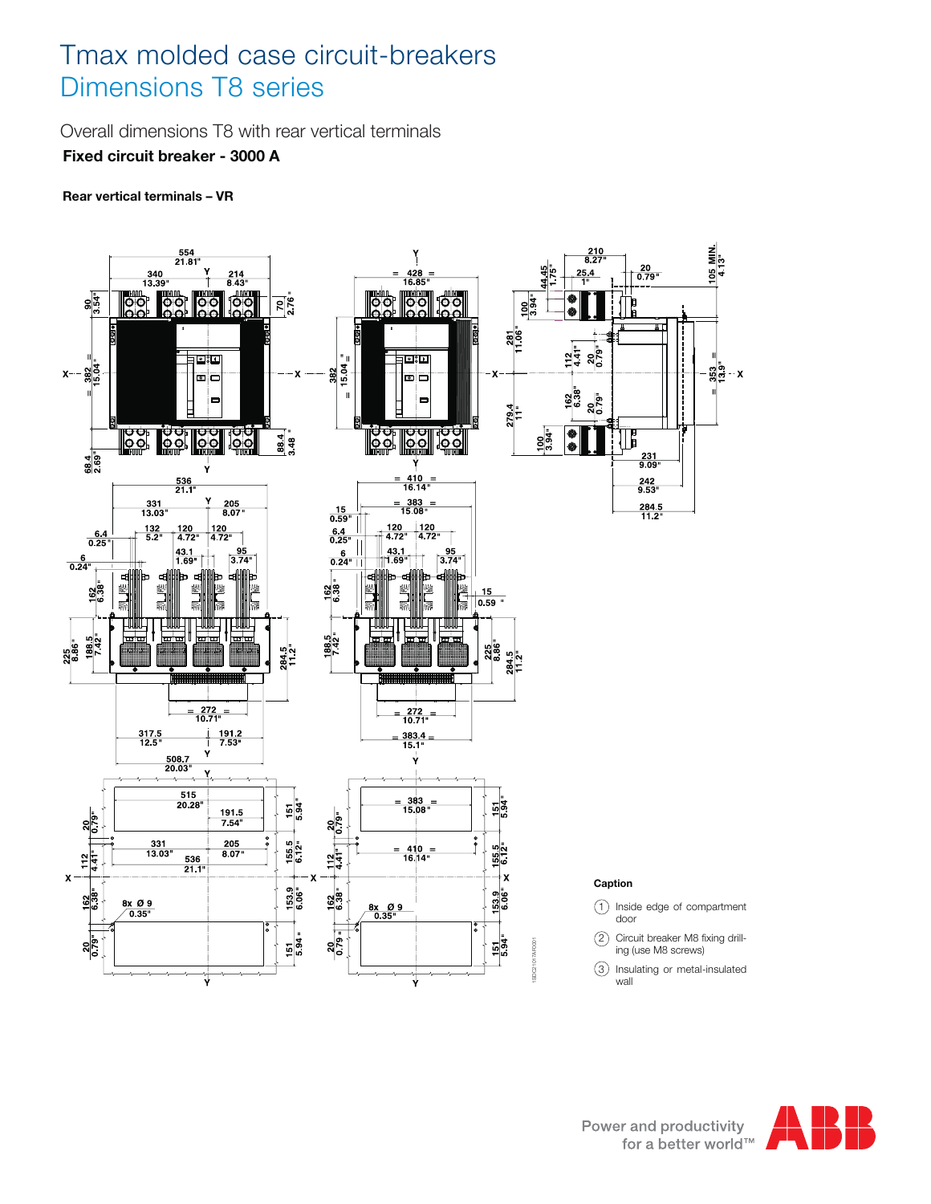# Tmax molded case circuit-breakers
## Dimensions T8 series

Overall dimensions T8 with rear vertical terminals

**Fixed circuit breaker - 3000 A**

**Rear vertical terminals – VR**

**Caption**

1. Inside edge of compartment door
2. Circuit breaker M8 fixing drilling (use M8 screws)
3. Insulating or metal-insulated wall

Power and productivity for a better world™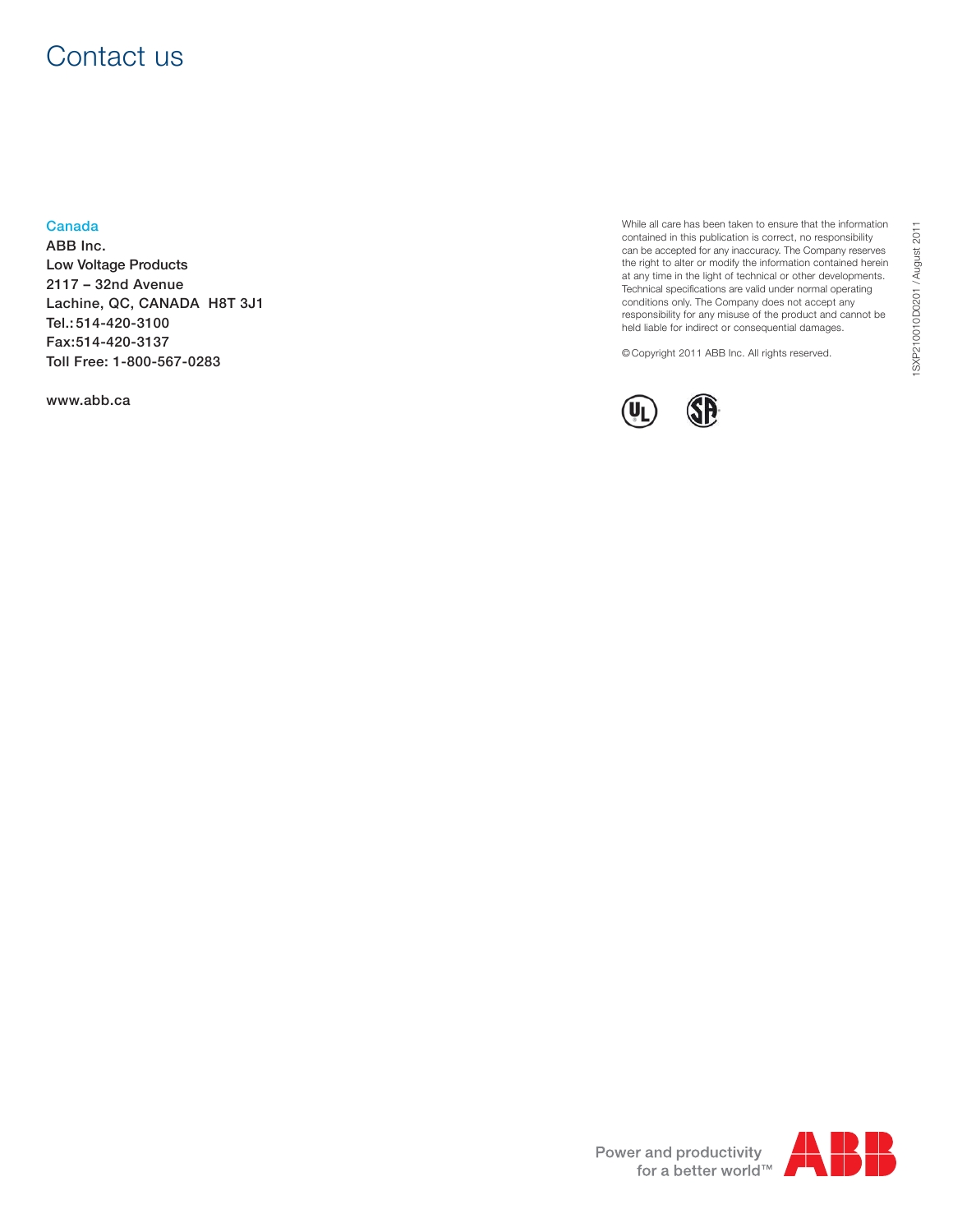# Contact us

**Canada**

ABB Inc.
Low Voltage Products
2117 – 32nd Avenue
Lachine, QC, CANADA H8T 3J1
Tel.: 514-420-3100
Fax: 514-420-3137
Toll Free: 1-800-567-0283

www.abb.ca

While all care has been taken to ensure that the information contained in this publication is correct, no responsibility can be accepted for any inaccuracy. The Company reserves the right to alter or modify the information contained herein at any time in the light of technical or other developments. Technical specifications are valid under normal operating conditions only. The Company does not accept any responsibility for any misuse of the product and cannot be held liable for indirect or consequential damages.

© Copyright 2011 ABB Inc. All rights reserved.

1SXP210010D0201 / August 2011

Power and productivity
for a better world™